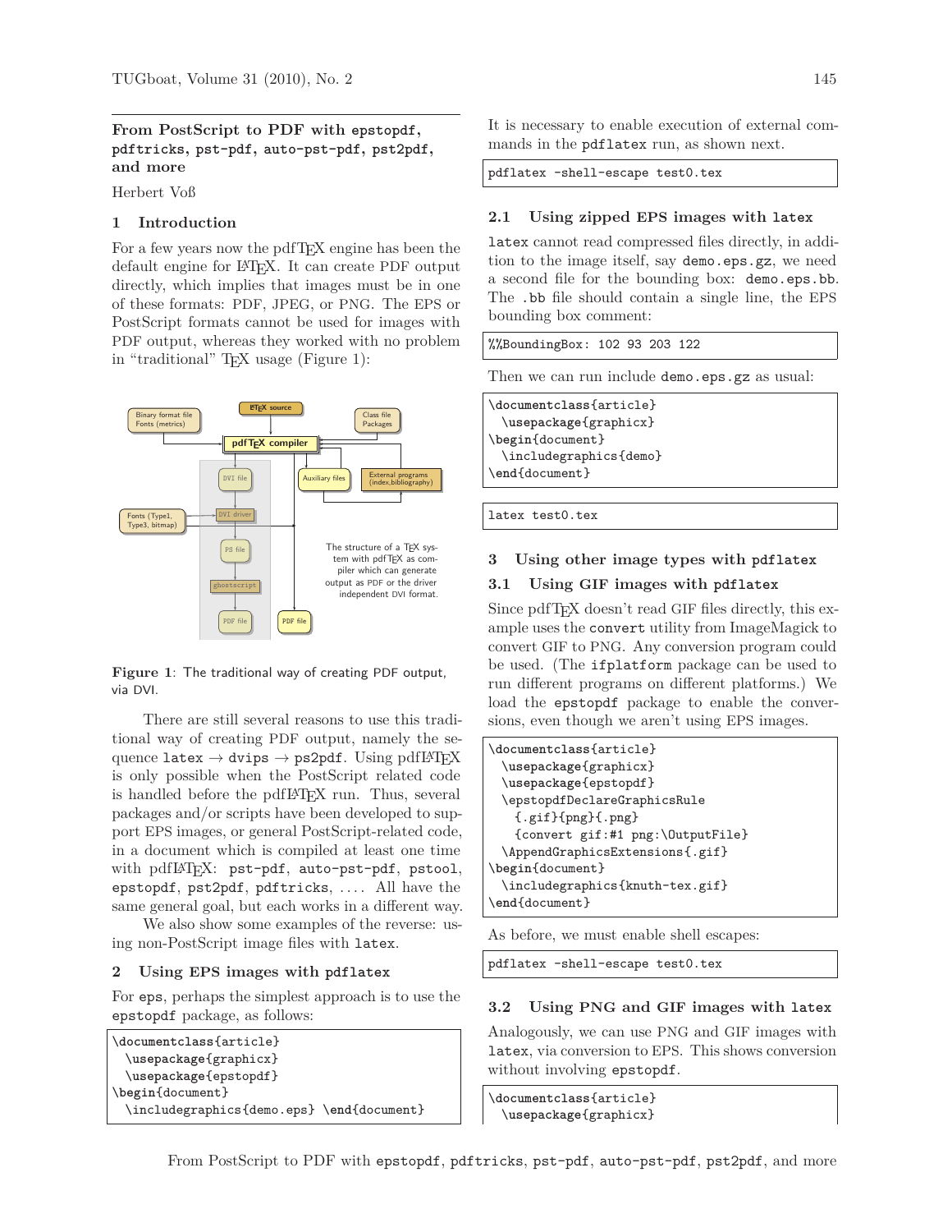## From PostScript to PDF with epstopdf, pdftricks, pst-pdf, auto-pst-pdf, pst2pdf, and more

Herbert Voß

### 1 Introduction

For a few years now the pdfTEX engine has been the default engine for LATEX. It can create PDF output directly, which implies that images must be in one of these formats: PDF, JPEG, or PNG. The EPS or PostScript formats cannot be used for images with PDF output, whereas they worked with no problem in "traditional" TEX usage (Figure 1):

The structure of a TEX system with pdfTEX as compiler which can generate output as PDF or the driver independent DVI format.

**Figure 1**: The traditional way of creating PDF output, via DVI.

There are still several reasons to use this traditional way of creating PDF output, namely the sequence `latex` → `dvips` → `ps2pdf`. Using pdfLATEX is only possible when the PostScript related code is handled before the pdfLATEX run. Thus, several packages and/or scripts have been developed to support EPS images, or general PostScript-related code, in a document which is compiled at least one time with pdfLATEX: `pst-pdf`, `auto-pst-pdf`, `pstool`, `epstopdf`, `pst2pdf`, `pdftricks`, .... All have the same general goal, but each works in a different way.

We also show some examples of the reverse: using non-PostScript image files with `latex`.

### 2 Using EPS images with pdflatex

For `eps`, perhaps the simplest approach is to use the `epstopdf` package, as follows:

```
\documentclass{article}
  \usepackage{graphicx}
  \usepackage{epstopdf}
\begin{document}
  \includegraphics{demo.eps} \end{document}
```

It is necessary to enable execution of external commands in the `pdflatex` run, as shown next.

```
pdflatex -shell-escape test0.tex
```

#### 2.1 Using zipped EPS images with latex

`latex` cannot read compressed files directly, in addition to the image itself, say `demo.eps.gz`, we need a second file for the bounding box: `demo.eps.bb`. The `.bb` file should contain a single line, the EPS bounding box comment:

```
%%BoundingBox: 102 93 203 122
```

Then we can run include `demo.eps.gz` as usual:

```
\documentclass{article}
  \usepackage{graphicx}
\begin{document}
  \includegraphics{demo}
\end{document}
```

```
latex test0.tex
```

### 3 Using other image types with pdflatex

#### 3.1 Using GIF images with pdflatex

Since pdfTEX doesn't read GIF files directly, this example uses the `convert` utility from ImageMagick to convert GIF to PNG. Any conversion program could be used. (The `ifplatform` package can be used to run different programs on different platforms.) We load the `epstopdf` package to enable the conversions, even though we aren't using EPS images.

```
\documentclass{article}
  \usepackage{graphicx}
  \usepackage{epstopdf}
  \epstopdfDeclareGraphicsRule
    {.gif}{png}{.png}
    {convert gif:#1 png:\OutputFile}
  \AppendGraphicsExtensions{.gif}
\begin{document}
  \includegraphics{knuth-tex.gif}
\end{document}
```

As before, we must enable shell escapes:

```
pdflatex -shell-escape test0.tex
```

#### 3.2 Using PNG and GIF images with latex

Analogously, we can use PNG and GIF images with `latex`, via conversion to EPS. This shows conversion without involving `epstopdf`.

```
\documentclass{article}
  \usepackage{graphicx}
```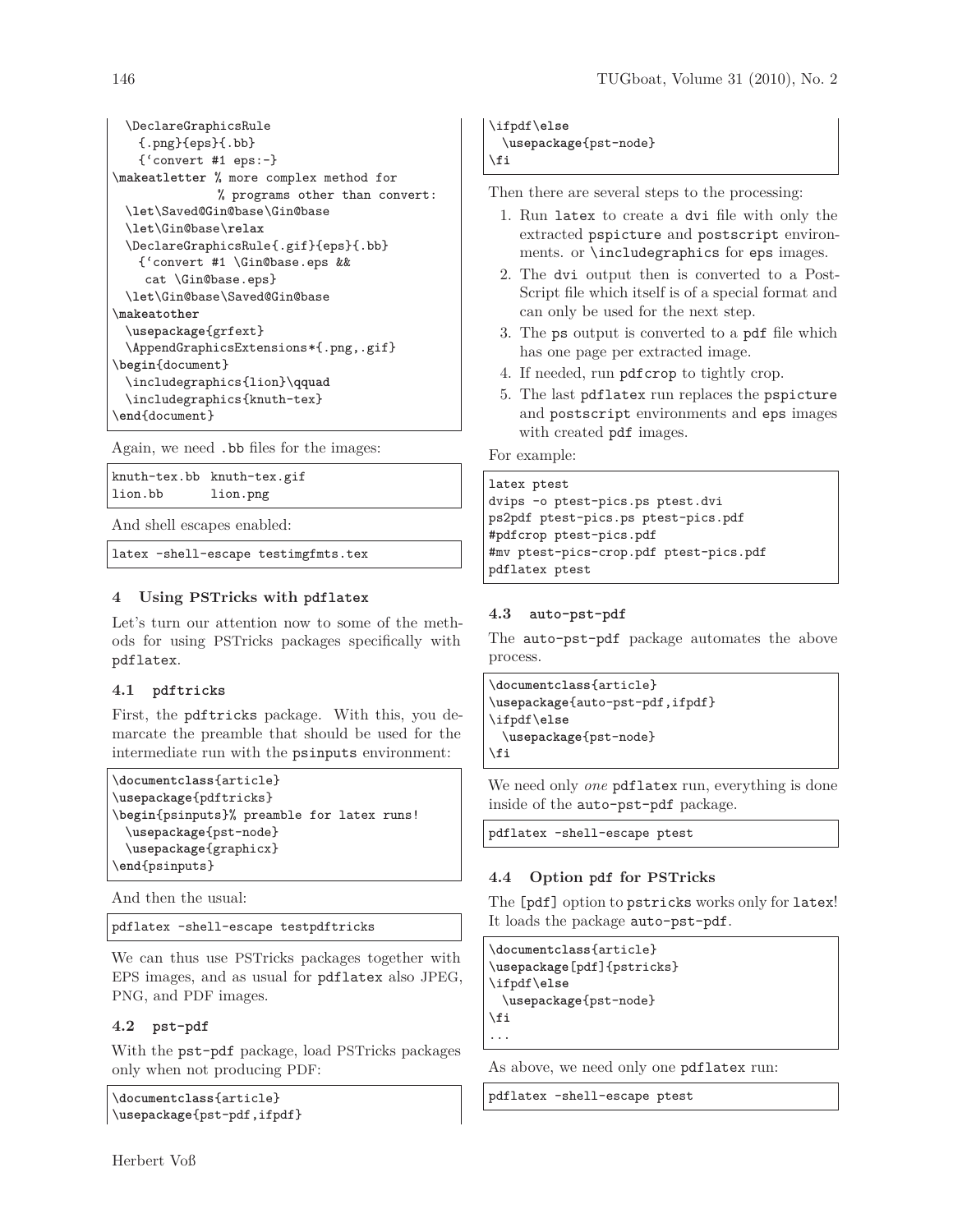```
  \DeclareGraphicsRule
    {.png}{eps}{.bb}
    {`convert #1 eps:-}
\makeatletter % more complex method for
              % programs other than convert:
  \let\Saved@Gin@base\Gin@base
  \let\Gin@base\relax
  \DeclareGraphicsRule{.gif}{eps}{.bb}
    {`convert #1 \Gin@base.eps &&
     cat \Gin@base.eps}
  \let\Gin@base\Saved@Gin@base
\makeatother
  \usepackage{grfext}
  \AppendGraphicsExtensions*{.png,.gif}
\begin{document}
  \includegraphics{lion}\qquad
  \includegraphics{knuth-tex}
\end{document}
```

Again, we need `.bb` files for the images:

```
knuth-tex.bb  knuth-tex.gif
lion.bb       lion.png
```

And shell escapes enabled:

```
latex -shell-escape testimgfmts.tex
```

## 4 Using PSTricks with pdflatex

Let's turn our attention now to some of the methods for using PSTricks packages specifically with pdflatex.

### 4.1 pdftricks

First, the pdftricks package. With this, you demarcate the preamble that should be used for the intermediate run with the psinputs environment:

```
\documentclass{article}
\usepackage{pdftricks}
\begin{psinputs}% preamble for latex runs!
  \usepackage{pst-node}
  \usepackage{graphicx}
\end{psinputs}
```

And then the usual:

```
pdflatex -shell-escape testpdftricks
```

We can thus use PSTricks packages together with EPS images, and as usual for pdflatex also JPEG, PNG, and PDF images.

### 4.2 pst-pdf

With the pst-pdf package, load PSTricks packages only when not producing PDF:

```
\documentclass{article}
\usepackage{pst-pdf,ifpdf}
\ifpdf\else
  \usepackage{pst-node}
\fi
```

Then there are several steps to the processing:

1. Run latex to create a dvi file with only the extracted pspicture and postscript environments. or \includegraphics for eps images.
2. The dvi output then is converted to a PostScript file which itself is of a special format and can only be used for the next step.
3. The ps output is converted to a pdf file which has one page per extracted image.
4. If needed, run pdfcrop to tightly crop.
5. The last pdflatex run replaces the pspicture and postscript environments and eps images with created pdf images.

For example:

```
latex ptest
dvips -o ptest-pics.ps ptest.dvi
ps2pdf ptest-pics.ps ptest-pics.pdf
#pdfcrop ptest-pics.pdf
#mv ptest-pics-crop.pdf ptest-pics.pdf
pdflatex ptest
```

### 4.3 auto-pst-pdf

The auto-pst-pdf package automates the above process.

```
\documentclass{article}
\usepackage{auto-pst-pdf,ifpdf}
\ifpdf\else
  \usepackage{pst-node}
\fi
```

We need only *one* pdflatex run, everything is done inside of the auto-pst-pdf package.

```
pdflatex -shell-escape ptest
```

### 4.4 Option pdf for PSTricks

The [pdf] option to pstricks works only for latex! It loads the package auto-pst-pdf.

```
\documentclass{article}
\usepackage[pdf]{pstricks}
\ifpdf\else
  \usepackage{pst-node}
\fi
...
```

As above, we need only one pdflatex run:

```
pdflatex -shell-escape ptest
```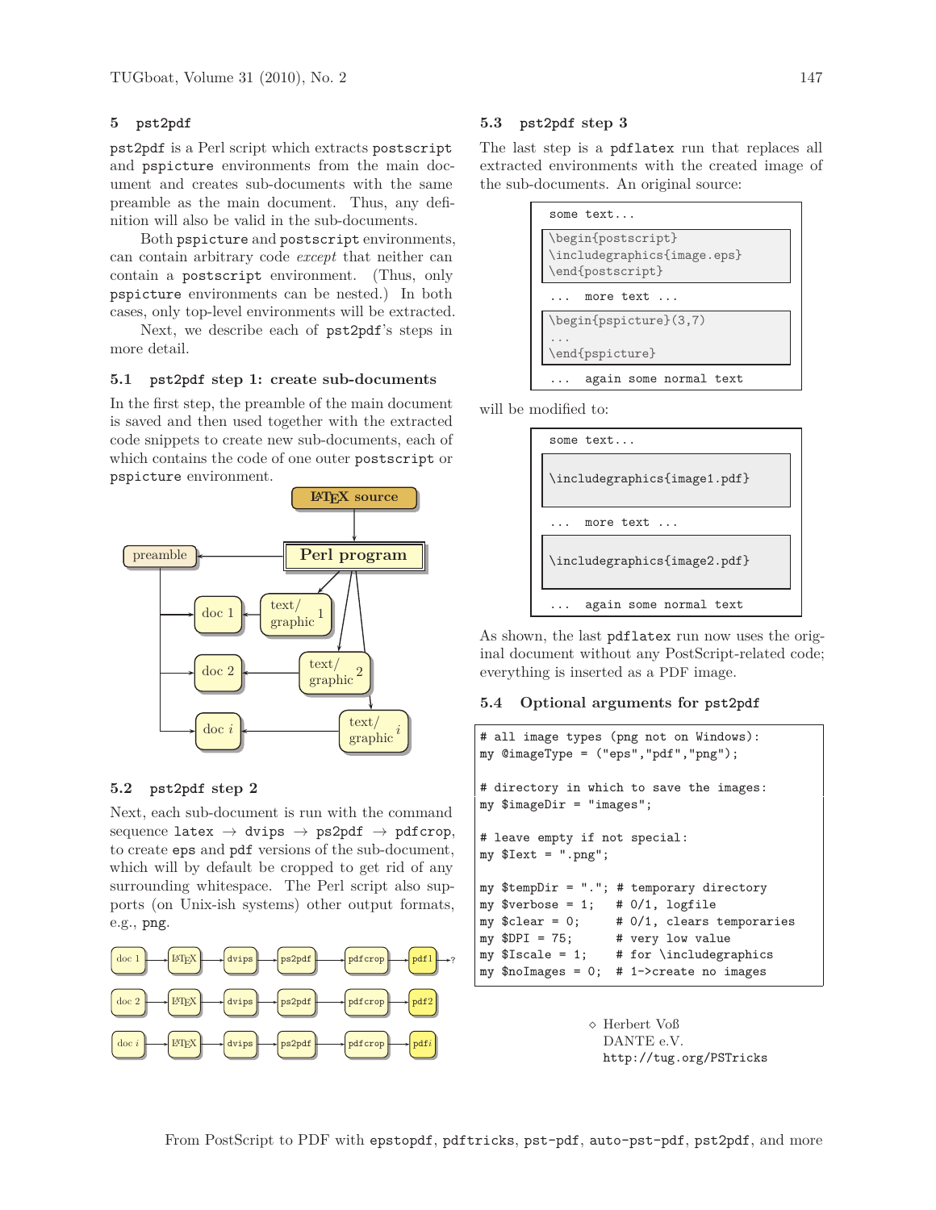## 5 pst2pdf

pst2pdf is a Perl script which extracts postscript and pspicture environments from the main document and creates sub-documents with the same preamble as the main document. Thus, any definition will also be valid in the sub-documents.

Both pspicture and postscript environments, can contain arbitrary code *except* that neither can contain a postscript environment. (Thus, only pspicture environments can be nested.) In both cases, only top-level environments will be extracted.

Next, we describe each of pst2pdf's steps in more detail.

### 5.1 pst2pdf step 1: create sub-documents

In the first step, the preamble of the main document is saved and then used together with the extracted code snippets to create new sub-documents, each of which contains the code of one outer postscript or pspicture environment.

LaTeX source
Perl program
preamble
doc 1
doc 2
doc *i*
text/ graphic 1
text/ graphic 2
text/ graphic *i*

### 5.2 pst2pdf step 2

Next, each sub-document is run with the command sequence latex → dvips → ps2pdf → pdfcrop, to create eps and pdf versions of the sub-document, which will by default be cropped to get rid of any surrounding whitespace. The Perl script also supports (on Unix-ish systems) other output formats, e.g., png.

doc 1 LaTeX dvips ps2pdf pdfcrop pdf1 ?
doc 2 LaTeX dvips ps2pdf pdfcrop pdf2
doc *i* LaTeX dvips ps2pdf pdfcrop pdf*i*

### 5.3 pst2pdf step 3

The last step is a pdflatex run that replaces all extracted environments with the created image of the sub-documents. An original source:

```
some text...
\begin{postscript}
\includegraphics{image.eps}
\end{postscript}
... more text ...
\begin{pspicture}(3,7)
...
\end{pspicture}
... again some normal text
```

will be modified to:

```
some text...
\includegraphics{image1.pdf}
... more text ...
\includegraphics{image2.pdf}
... again some normal text
```

As shown, the last pdflatex run now uses the original document without any PostScript-related code; everything is inserted as a PDF image.

### 5.4 Optional arguments for pst2pdf

```
# all image types (png not on Windows):
my @imageType = ("eps","pdf","png");

# directory in which to save the images:
my $imageDir = "images";

# leave empty if not special:
my $Iext = ".png";

my $tempDir = "."; # temporary directory
my $verbose = 1;   # 0/1, logfile
my $clear = 0;     # 0/1, clears temporaries
my $DPI = 75;      # very low value
my $Iscale = 1;    # for \includegraphics
my $noImages = 0;  # 1->create no images
```

◇ Herbert Voß
DANTE e.V.
http://tug.org/PSTricks